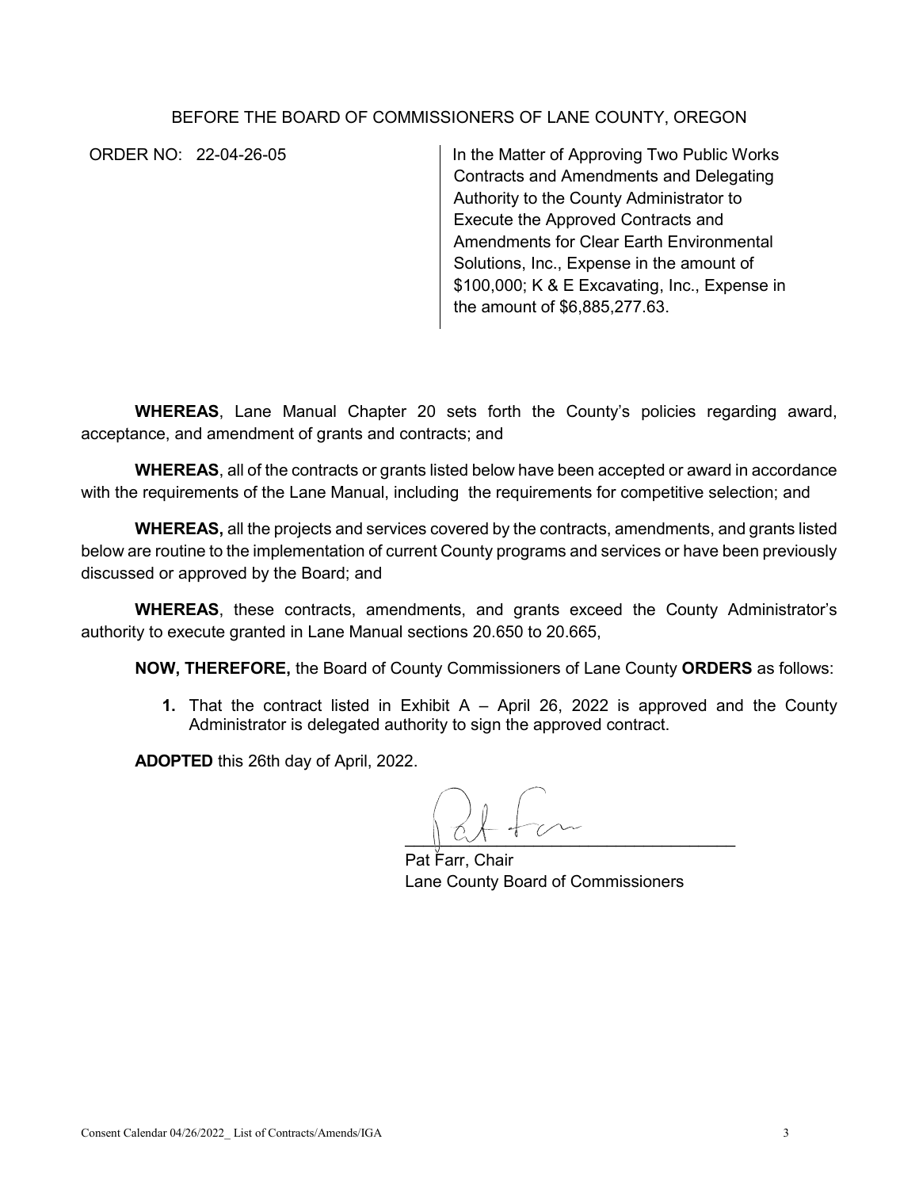BEFORE THE BOARD OF COMMISSIONERS OF LANE COUNTY, OREGON

ORDER NO: 22-04-26-05

In the Matter of Approving Two Public Works Contracts and Amendments and Delegating Authority to the County Administrator to Execute the Approved Contracts and Amendments for Clear Earth Environmental Solutions, Inc., Expense in the amount of $100,000; K & E Excavating, Inc., Expense in the amount of $6,885,277.63.

**WHEREAS**, Lane Manual Chapter 20 sets forth the County's policies regarding award, acceptance, and amendment of grants and contracts; and

**WHEREAS**, all of the contracts or grants listed below have been accepted or award in accordance with the requirements of the Lane Manual, including the requirements for competitive selection; and

**WHEREAS,** all the projects and services covered by the contracts, amendments, and grants listed below are routine to the implementation of current County programs and services or have been previously discussed or approved by the Board; and

**WHEREAS**, these contracts, amendments, and grants exceed the County Administrator's authority to execute granted in Lane Manual sections 20.650 to 20.665,

**NOW, THEREFORE,** the Board of County Commissioners of Lane County **ORDERS** as follows:

1. That the contract listed in Exhibit A – April 26, 2022 is approved and the County Administrator is delegated authority to sign the approved contract.

**ADOPTED** this 26th day of April, 2022.

Pat Farr, Chair
Lane County Board of Commissioners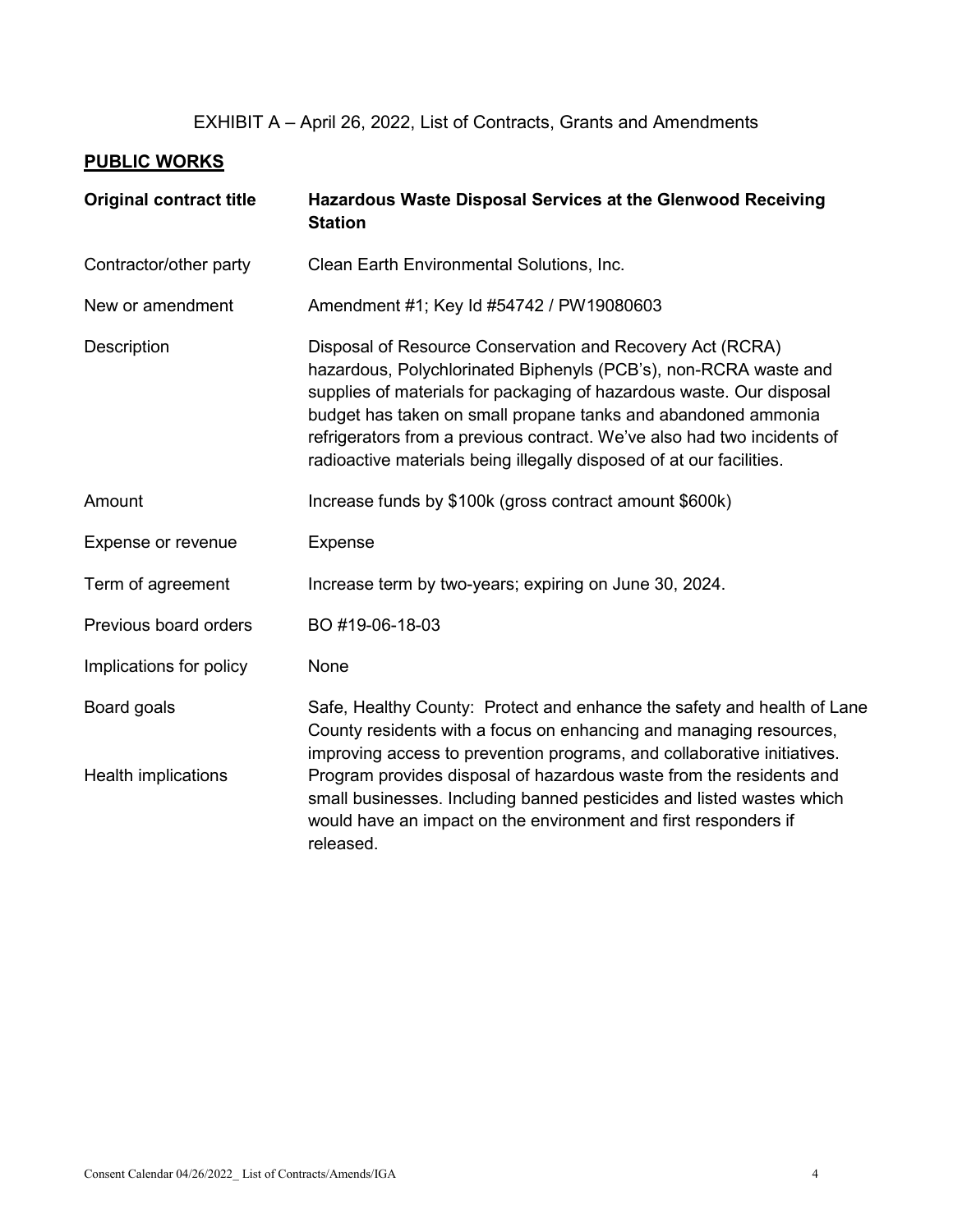EXHIBIT A – April 26, 2022, List of Contracts, Grants and Amendments

**PUBLIC WORKS**

| | |
|---|---|
| **Original contract title** | **Hazardous Waste Disposal Services at the Glenwood Receiving Station** |
| Contractor/other party | Clean Earth Environmental Solutions, Inc. |
| New or amendment | Amendment #1; Key Id #54742 / PW19080603 |
| Description | Disposal of Resource Conservation and Recovery Act (RCRA) hazardous, Polychlorinated Biphenyls (PCB's), non-RCRA waste and supplies of materials for packaging of hazardous waste. Our disposal budget has taken on small propane tanks and abandoned ammonia refrigerators from a previous contract. We've also had two incidents of radioactive materials being illegally disposed of at our facilities. |
| Amount | Increase funds by $100k (gross contract amount $600k) |
| Expense or revenue | Expense |
| Term of agreement | Increase term by two-years; expiring on June 30, 2024. |
| Previous board orders | BO #19-06-18-03 |
| Implications for policy | None |
| Board goals | Safe, Healthy County: Protect and enhance the safety and health of Lane County residents with a focus on enhancing and managing resources, improving access to prevention programs, and collaborative initiatives. |
| Health implications | Program provides disposal of hazardous waste from the residents and small businesses. Including banned pesticides and listed wastes which would have an impact on the environment and first responders if released. |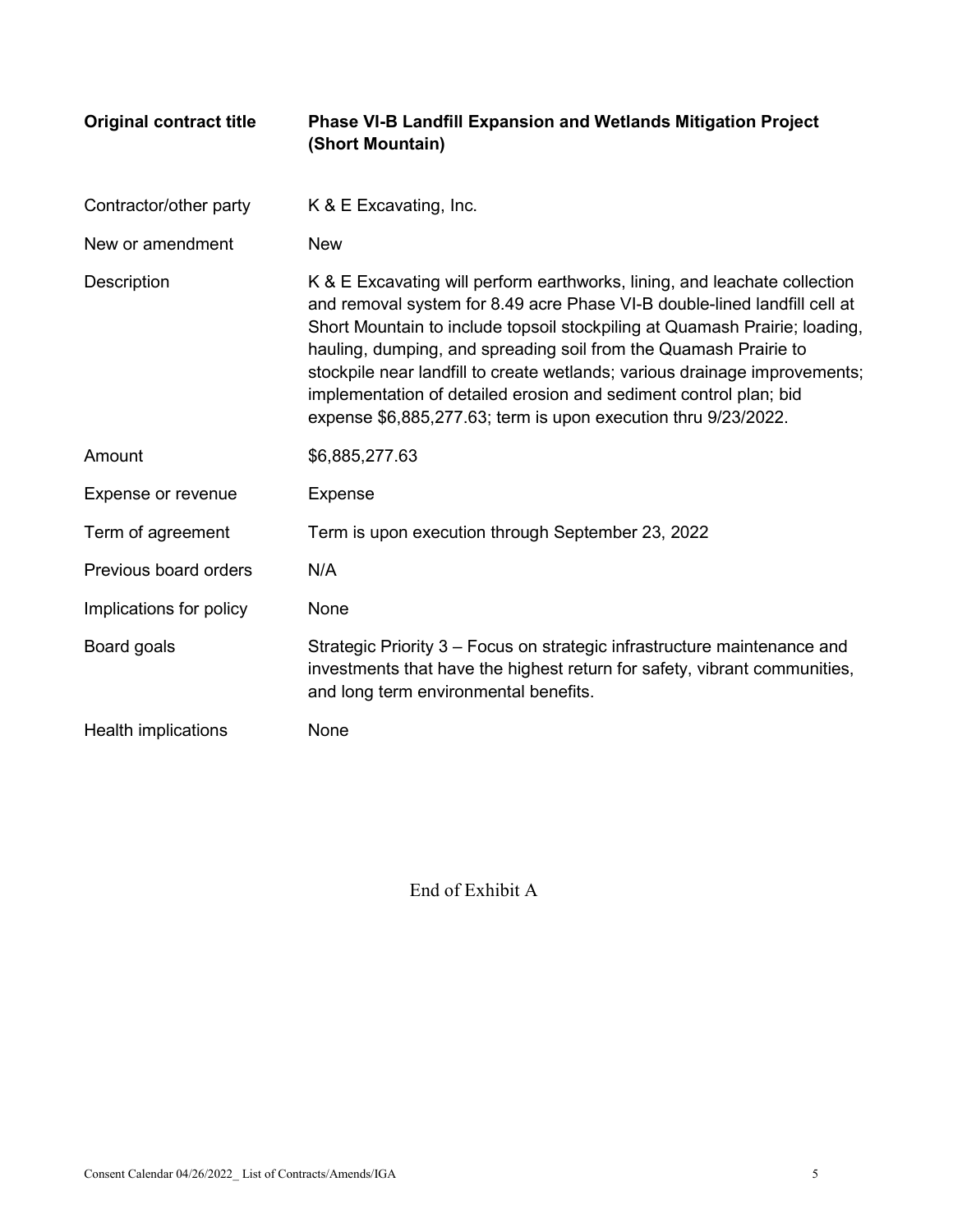| | |
|---|---|
| **Original contract title** | **Phase VI-B Landfill Expansion and Wetlands Mitigation Project (Short Mountain)** |
| Contractor/other party | K & E Excavating, Inc. |
| New or amendment | New |
| Description | K & E Excavating will perform earthworks, lining, and leachate collection and removal system for 8.49 acre Phase VI-B double-lined landfill cell at Short Mountain to include topsoil stockpiling at Quamash Prairie; loading, hauling, dumping, and spreading soil from the Quamash Prairie to stockpile near landfill to create wetlands; various drainage improvements; implementation of detailed erosion and sediment control plan; bid expense $6,885,277.63; term is upon execution thru 9/23/2022. |
| Amount | $6,885,277.63 |
| Expense or revenue | Expense |
| Term of agreement | Term is upon execution through September 23, 2022 |
| Previous board orders | N/A |
| Implications for policy | None |
| Board goals | Strategic Priority 3 – Focus on strategic infrastructure maintenance and investments that have the highest return for safety, vibrant communities, and long term environmental benefits. |
| Health implications | None |

End of Exhibit A